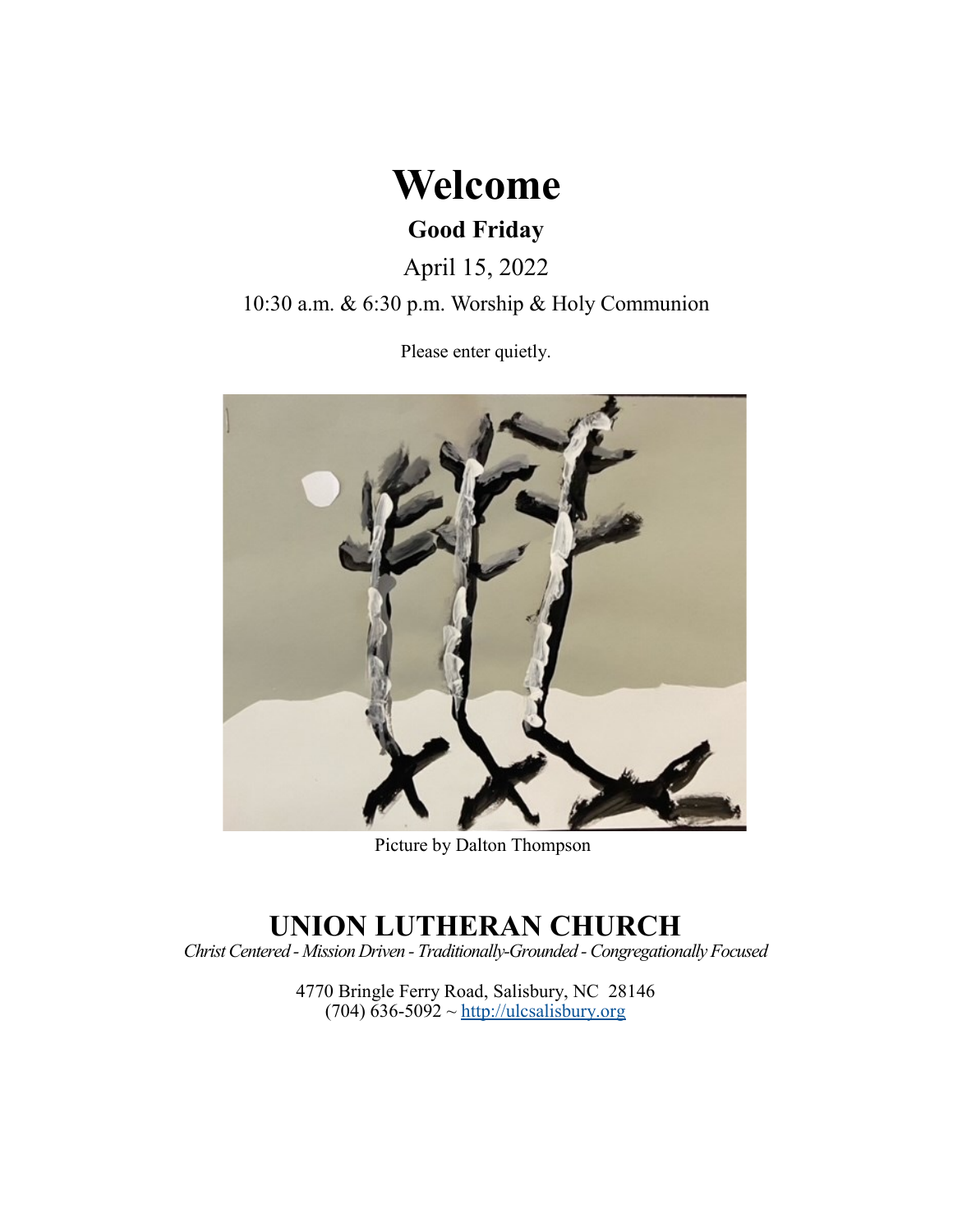# Welcome

## Good Friday

April 15, 2022

10:30 a.m. & 6:30 p.m. Worship & Holy Communion

Please enter quietly.

Picture by Dalton Thompson

## UNION LUTHERAN CHURCH

*Christ Centered - Mission Driven - Traditionally-Grounded - Congregationally Focused*

4770 Bringle Ferry Road, Salisbury, NC 28146
(704) 636-5092 ~ [http://ulcsalisbury.org](http://ulcsalisbury.org)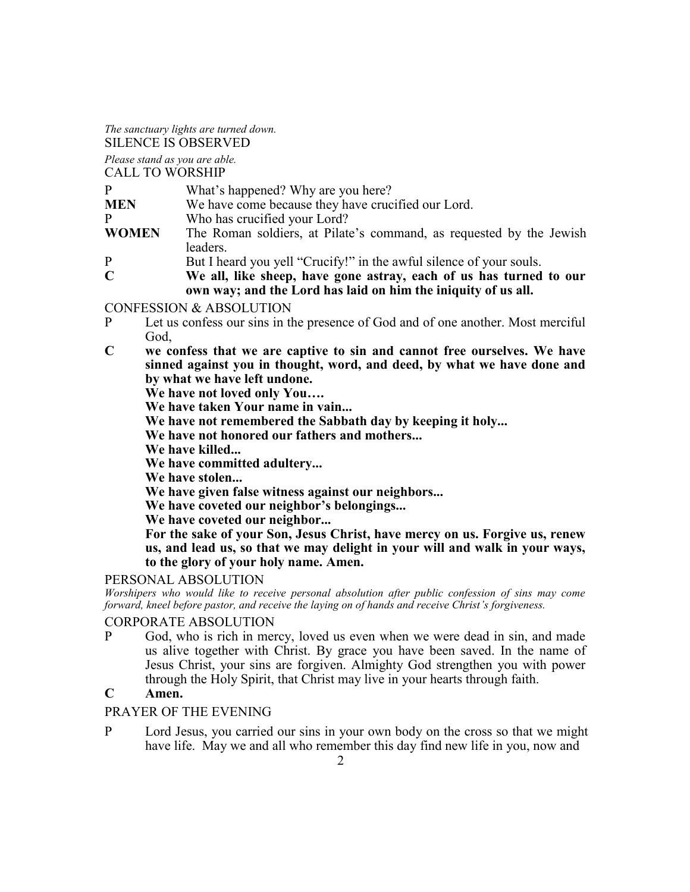*The sanctuary lights are turned down.*

SILENCE IS OBSERVED

*Please stand as you are able.*

CALL TO WORSHIP

P What's happened? Why are you here?

**MEN** We have come because they have crucified our Lord.

P Who has crucified your Lord?

**WOMEN** The Roman soldiers, at Pilate's command, as requested by the Jewish leaders.

P But I heard you yell "Crucify!" in the awful silence of your souls.

**C We all, like sheep, have gone astray, each of us has turned to our own way; and the Lord has laid on him the iniquity of us all.**

CONFESSION & ABSOLUTION

P Let us confess our sins in the presence of God and of one another. Most merciful God,

**C we confess that we are captive to sin and cannot free ourselves. We have sinned against you in thought, word, and deed, by what we have done and by what we have left undone.**
**We have not loved only You….**
**We have taken Your name in vain...**
**We have not remembered the Sabbath day by keeping it holy...**
**We have not honored our fathers and mothers...**
**We have killed...**
**We have committed adultery...**
**We have stolen...**
**We have given false witness against our neighbors...**
**We have coveted our neighbor's belongings...**
**We have coveted our neighbor...**
**For the sake of your Son, Jesus Christ, have mercy on us. Forgive us, renew us, and lead us, so that we may delight in your will and walk in your ways, to the glory of your holy name. Amen.**

PERSONAL ABSOLUTION

*Worshipers who would like to receive personal absolution after public confession of sins may come forward, kneel before pastor, and receive the laying on of hands and receive Christ's forgiveness.*

CORPORATE ABSOLUTION

P God, who is rich in mercy, loved us even when we were dead in sin, and made us alive together with Christ. By grace you have been saved. In the name of Jesus Christ, your sins are forgiven. Almighty God strengthen you with power through the Holy Spirit, that Christ may live in your hearts through faith.

**C Amen.**

PRAYER OF THE EVENING

P Lord Jesus, you carried our sins in your own body on the cross so that we might have life. May we and all who remember this day find new life in you, now and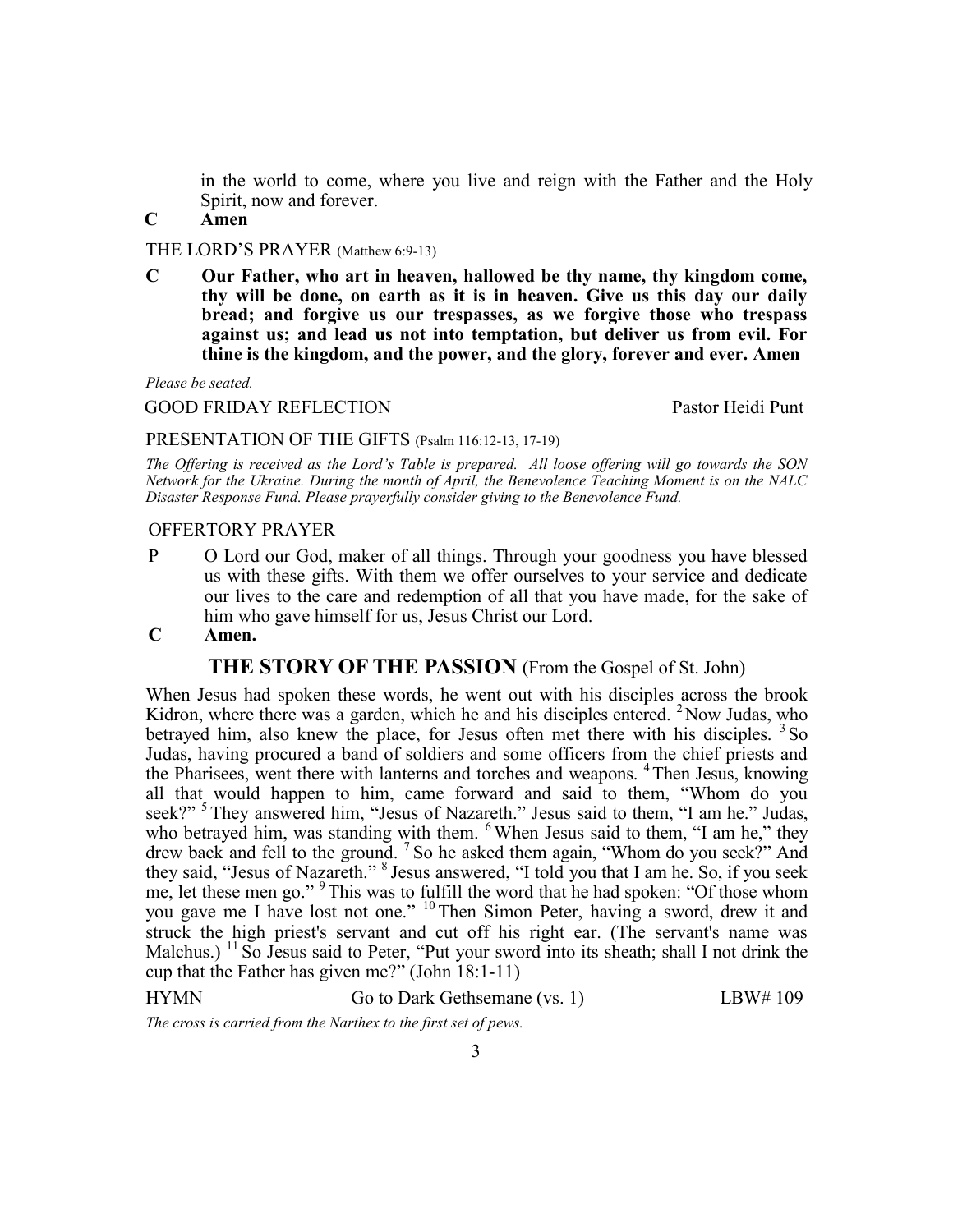in the world to come, where you live and reign with the Father and the Holy Spirit, now and forever.

**C Amen**

THE LORD'S PRAYER (Matthew 6:9-13)

**C Our Father, who art in heaven, hallowed be thy name, thy kingdom come, thy will be done, on earth as it is in heaven. Give us this day our daily bread; and forgive us our trespasses, as we forgive those who trespass against us; and lead us not into temptation, but deliver us from evil. For thine is the kingdom, and the power, and the glory, forever and ever. Amen**

*Please be seated.*

GOOD FRIDAY REFLECTION — Pastor Heidi Punt

PRESENTATION OF THE GIFTS (Psalm 116:12-13, 17-19)

*The Offering is received as the Lord's Table is prepared. All loose offering will go towards the SON Network for the Ukraine. During the month of April, the Benevolence Teaching Moment is on the NALC Disaster Response Fund. Please prayerfully consider giving to the Benevolence Fund.*

OFFERTORY PRAYER

P O Lord our God, maker of all things. Through your goodness you have blessed us with these gifts. With them we offer ourselves to your service and dedicate our lives to the care and redemption of all that you have made, for the sake of him who gave himself for us, Jesus Christ our Lord.

**C Amen.**

## THE STORY OF THE PASSION (From the Gospel of St. John)

When Jesus had spoken these words, he went out with his disciples across the brook Kidron, where there was a garden, which he and his disciples entered. [2] Now Judas, who betrayed him, also knew the place, for Jesus often met there with his disciples. [3] So Judas, having procured a band of soldiers and some officers from the chief priests and the Pharisees, went there with lanterns and torches and weapons. [4] Then Jesus, knowing all that would happen to him, came forward and said to them, "Whom do you seek?" [5] They answered him, "Jesus of Nazareth." Jesus said to them, "I am he." Judas, who betrayed him, was standing with them. [6] When Jesus said to them, "I am he," they drew back and fell to the ground. [7] So he asked them again, "Whom do you seek?" And they said, "Jesus of Nazareth." [8] Jesus answered, "I told you that I am he. So, if you seek me, let these men go." [9] This was to fulfill the word that he had spoken: "Of those whom you gave me I have lost not one." [10] Then Simon Peter, having a sword, drew it and struck the high priest's servant and cut off his right ear. (The servant's name was Malchus.) [11] So Jesus said to Peter, "Put your sword into its sheath; shall I not drink the cup that the Father has given me?" (John 18:1-11)

HYMN — Go to Dark Gethsemane (vs. 1) — LBW# 109

*The cross is carried from the Narthex to the first set of pews.*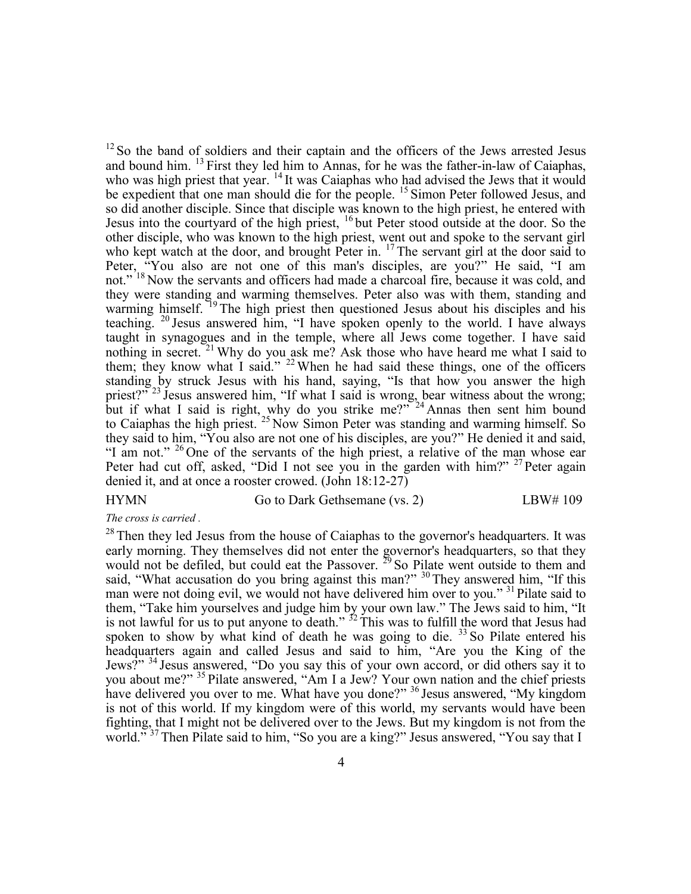[12] So the band of soldiers and their captain and the officers of the Jews arrested Jesus and bound him. [13] First they led him to Annas, for he was the father-in-law of Caiaphas, who was high priest that year. [14] It was Caiaphas who had advised the Jews that it would be expedient that one man should die for the people. [15] Simon Peter followed Jesus, and so did another disciple. Since that disciple was known to the high priest, he entered with Jesus into the courtyard of the high priest, [16] but Peter stood outside at the door. So the other disciple, who was known to the high priest, went out and spoke to the servant girl who kept watch at the door, and brought Peter in. [17] The servant girl at the door said to Peter, "You also are not one of this man's disciples, are you?" He said, "I am not." [18] Now the servants and officers had made a charcoal fire, because it was cold, and they were standing and warming themselves. Peter also was with them, standing and warming himself. [19] The high priest then questioned Jesus about his disciples and his teaching. [20] Jesus answered him, "I have spoken openly to the world. I have always taught in synagogues and in the temple, where all Jews come together. I have said nothing in secret. [21] Why do you ask me? Ask those who have heard me what I said to them; they know what I said." [22] When he had said these things, one of the officers standing by struck Jesus with his hand, saying, "Is that how you answer the high priest?" [23] Jesus answered him, "If what I said is wrong, bear witness about the wrong; but if what I said is right, why do you strike me?" [24] Annas then sent him bound to Caiaphas the high priest. [25] Now Simon Peter was standing and warming himself. So they said to him, "You also are not one of his disciples, are you?" He denied it and said, "I am not." [26] One of the servants of the high priest, a relative of the man whose ear Peter had cut off, asked, "Did I not see you in the garden with him?" [27] Peter again denied it, and at once a rooster crowed. (John 18:12-27)

HYMN — Go to Dark Gethsemane (vs. 2) — LBW# 109

*The cross is carried .*

[28] Then they led Jesus from the house of Caiaphas to the governor's headquarters. It was early morning. They themselves did not enter the governor's headquarters, so that they would not be defiled, but could eat the Passover. [29] So Pilate went outside to them and said, "What accusation do you bring against this man?" [30] They answered him, "If this man were not doing evil, we would not have delivered him over to you." [31] Pilate said to them, "Take him yourselves and judge him by your own law." The Jews said to him, "It is not lawful for us to put anyone to death." [32] This was to fulfill the word that Jesus had spoken to show by what kind of death he was going to die. [33] So Pilate entered his headquarters again and called Jesus and said to him, "Are you the King of the Jews?" [34] Jesus answered, "Do you say this of your own accord, or did others say it to you about me?" [35] Pilate answered, "Am I a Jew? Your own nation and the chief priests have delivered you over to me. What have you done?" [36] Jesus answered, "My kingdom is not of this world. If my kingdom were of this world, my servants would have been fighting, that I might not be delivered over to the Jews. But my kingdom is not from the world." [37] Then Pilate said to him, "So you are a king?" Jesus answered, "You say that I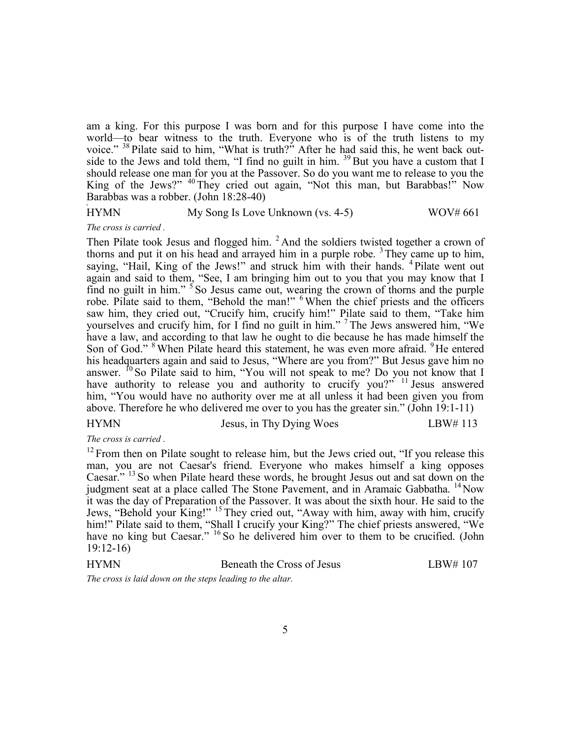am a king. For this purpose I was born and for this purpose I have come into the world—to bear witness to the truth. Everyone who is of the truth listens to my voice." [38] Pilate said to him, "What is truth?" After he had said this, he went back outside to the Jews and told them, "I find no guilt in him. [39] But you have a custom that I should release one man for you at the Passover. So do you want me to release to you the King of the Jews?" [40] They cried out again, "Not this man, but Barabbas!" Now Barabbas was a robber. (John 18:28-40)

HYMN My Song Is Love Unknown (vs. 4-5) WOV# 661

*The cross is carried .*

Then Pilate took Jesus and flogged him. [2] And the soldiers twisted together a crown of thorns and put it on his head and arrayed him in a purple robe. [3] They came up to him, saying, "Hail, King of the Jews!" and struck him with their hands. [4] Pilate went out again and said to them, "See, I am bringing him out to you that you may know that I find no guilt in him." [5] So Jesus came out, wearing the crown of thorns and the purple robe. Pilate said to them, "Behold the man!" [6] When the chief priests and the officers saw him, they cried out, "Crucify him, crucify him!" Pilate said to them, "Take him yourselves and crucify him, for I find no guilt in him." [7] The Jews answered him, "We have a law, and according to that law he ought to die because he has made himself the Son of God." [8] When Pilate heard this statement, he was even more afraid. [9] He entered his headquarters again and said to Jesus, "Where are you from?" But Jesus gave him no answer. [10] So Pilate said to him, "You will not speak to me? Do you not know that I have authority to release you and authority to crucify you?" [11] Jesus answered him, "You would have no authority over me at all unless it had been given you from above. Therefore he who delivered me over to you has the greater sin." (John 19:1-11)

HYMN Jesus, in Thy Dying Woes LBW# 113

*The cross is carried .*

[12] From then on Pilate sought to release him, but the Jews cried out, "If you release this man, you are not Caesar's friend. Everyone who makes himself a king opposes Caesar." [13] So when Pilate heard these words, he brought Jesus out and sat down on the judgment seat at a place called The Stone Pavement, and in Aramaic Gabbatha. [14] Now it was the day of Preparation of the Passover. It was about the sixth hour. He said to the Jews, "Behold your King!" [15] They cried out, "Away with him, away with him, crucify him!" Pilate said to them, "Shall I crucify your King?" The chief priests answered, "We have no king but Caesar." [16] So he delivered him over to them to be crucified. (John 19:12-16)

HYMN Beneath the Cross of Jesus LBW# 107

*The cross is laid down on the steps leading to the altar.*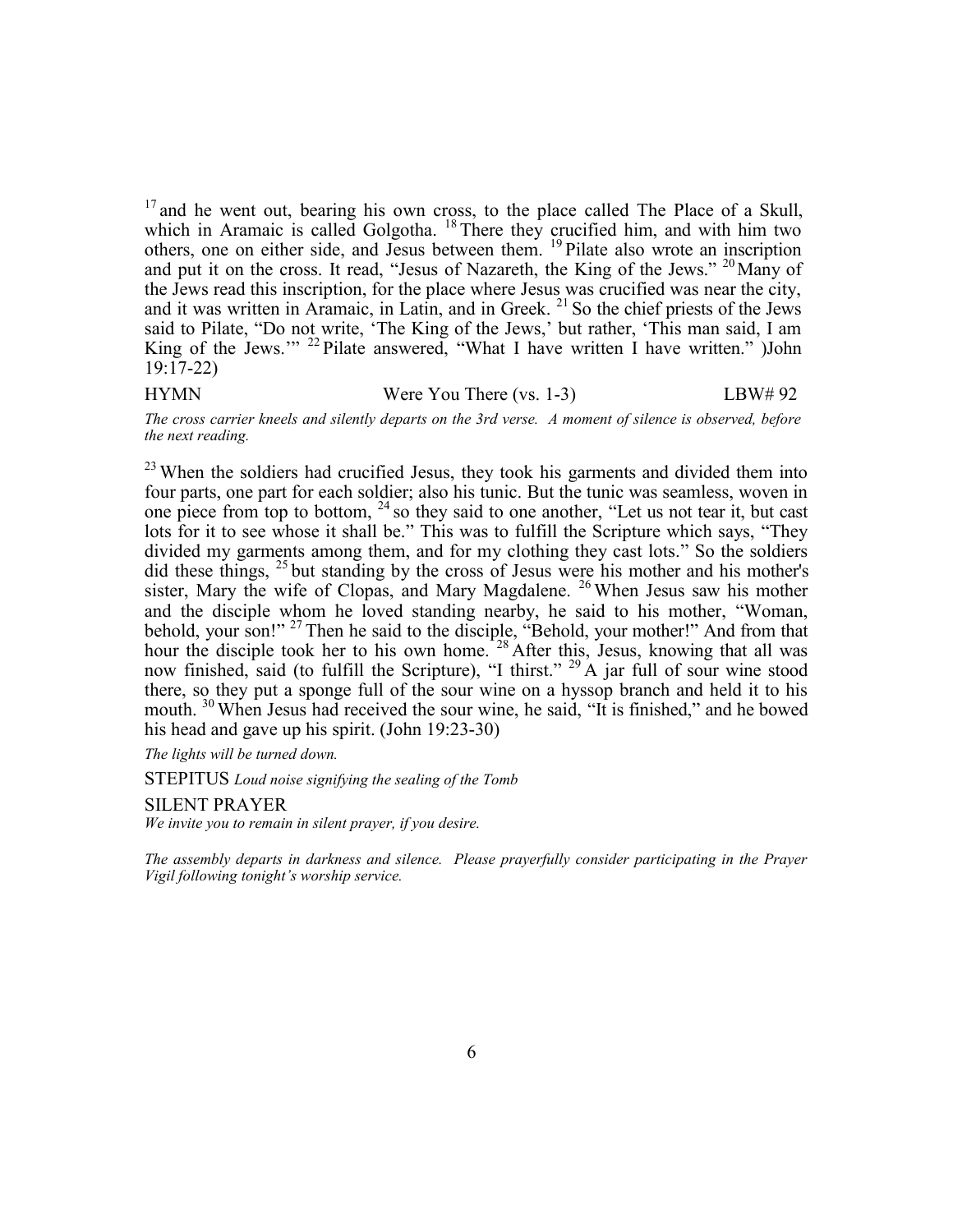[17] and he went out, bearing his own cross, to the place called The Place of a Skull, which in Aramaic is called Golgotha. [18] There they crucified him, and with him two others, one on either side, and Jesus between them. [19] Pilate also wrote an inscription and put it on the cross. It read, "Jesus of Nazareth, the King of the Jews." [20] Many of the Jews read this inscription, for the place where Jesus was crucified was near the city, and it was written in Aramaic, in Latin, and in Greek. [21] So the chief priests of the Jews said to Pilate, "Do not write, 'The King of the Jews,' but rather, 'This man said, I am King of the Jews.'" [22] Pilate answered, "What I have written I have written." )John 19:17-22)

HYMN Were You There (vs. 1-3) LBW# 92

*The cross carrier kneels and silently departs on the 3rd verse. A moment of silence is observed, before the next reading.*

[23] When the soldiers had crucified Jesus, they took his garments and divided them into four parts, one part for each soldier; also his tunic. But the tunic was seamless, woven in one piece from top to bottom, [24] so they said to one another, "Let us not tear it, but cast lots for it to see whose it shall be." This was to fulfill the Scripture which says, "They divided my garments among them, and for my clothing they cast lots." So the soldiers did these things, [25] but standing by the cross of Jesus were his mother and his mother's sister, Mary the wife of Clopas, and Mary Magdalene. [26] When Jesus saw his mother and the disciple whom he loved standing nearby, he said to his mother, "Woman, behold, your son!" [27] Then he said to the disciple, "Behold, your mother!" And from that hour the disciple took her to his own home. [28] After this, Jesus, knowing that all was now finished, said (to fulfill the Scripture), "I thirst." [29] A jar full of sour wine stood there, so they put a sponge full of the sour wine on a hyssop branch and held it to his mouth. [30] When Jesus had received the sour wine, he said, "It is finished," and he bowed his head and gave up his spirit. (John 19:23-30)

*The lights will be turned down.*

STEPITUS *Loud noise signifying the sealing of the Tomb*

SILENT PRAYER

*We invite you to remain in silent prayer, if you desire.*

*The assembly departs in darkness and silence. Please prayerfully consider participating in the Prayer Vigil following tonight's worship service.*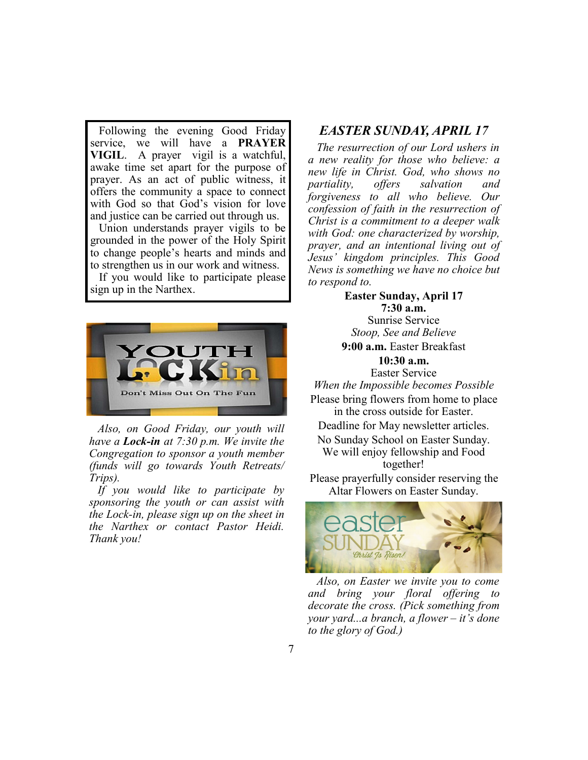Following the evening Good Friday service, we will have a **PRAYER VIGIL**. A prayer vigil is a watchful, awake time set apart for the purpose of prayer. As an act of public witness, it offers the community a space to connect with God so that God's vision for love and justice can be carried out through us.

Union understands prayer vigils to be grounded in the power of the Holy Spirit to change people's hearts and minds and to strengthen us in our work and witness.

If you would like to participate please sign up in the Narthex.

YOUTH LOCKin

Don't Miss Out On The Fun

*Also, on Good Friday, our youth will have a* ***Lock-in*** *at 7:30 p.m. We invite the Congregation to sponsor a youth member (funds will go towards Youth Retreats/ Trips).*

*If you would like to participate by sponsoring the youth or can assist with the Lock-in, please sign up on the sheet in the Narthex or contact Pastor Heidi. Thank you!*

## *EASTER SUNDAY, APRIL 17*

*The resurrection of our Lord ushers in a new reality for those who believe: a new life in Christ. God, who shows no partiality, offers salvation and forgiveness to all who believe. Our confession of faith in the resurrection of Christ is a commitment to a deeper walk with God: one characterized by worship, prayer, and an intentional living out of Jesus' kingdom principles. This Good News is something we have no choice but to respond to.*

**Easter Sunday, April 17**

**7:30 a.m.**
Sunrise Service
*Stoop, See and Believe*

**9:00 a.m.** Easter Breakfast

**10:30 a.m.**
Easter Service
*When the Impossible becomes Possible*

Please bring flowers from home to place in the cross outside for Easter.

Deadline for May newsletter articles.

No Sunday School on Easter Sunday. We will enjoy fellowship and Food together!

Please prayerfully consider reserving the Altar Flowers on Easter Sunday.

easter SUNDAY
*Christ Is Risen!*

*Also, on Easter we invite you to come and bring your floral offering to decorate the cross. (Pick something from your yard...a branch, a flower – it's done to the glory of God.)*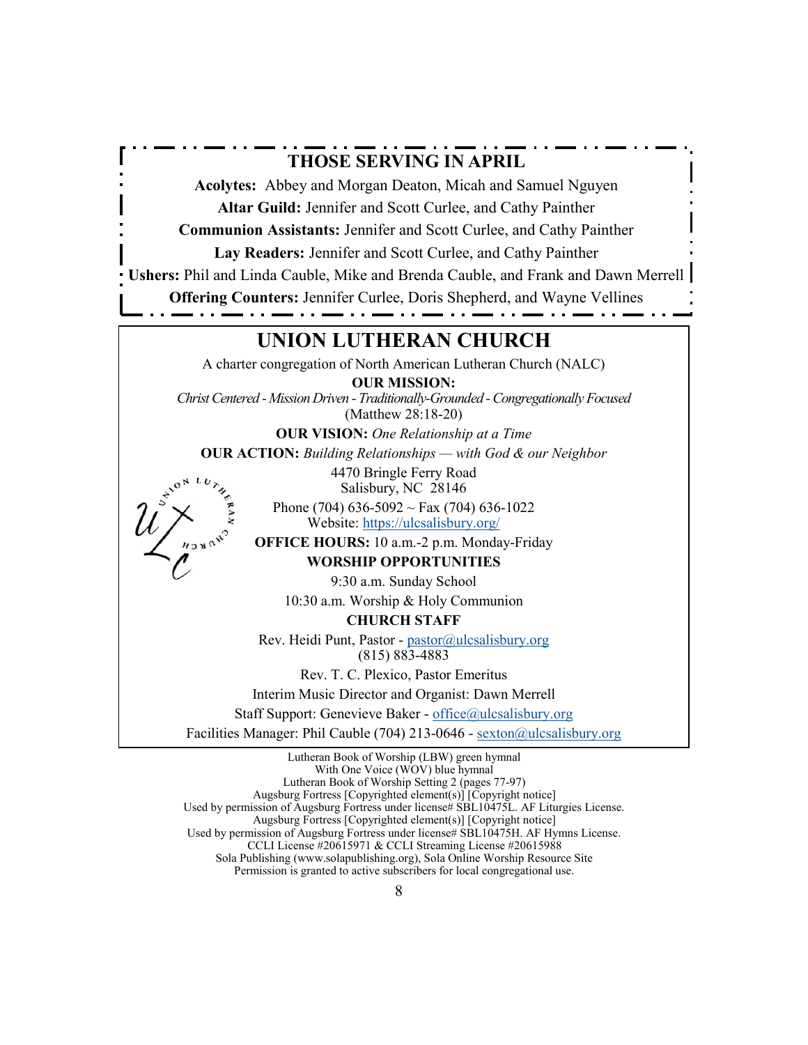## THOSE SERVING IN APRIL

**Acolytes:** Abbey and Morgan Deaton, Micah and Samuel Nguyen

**Altar Guild:** Jennifer and Scott Curlee, and Cathy Painther

**Communion Assistants:** Jennifer and Scott Curlee, and Cathy Painther

**Lay Readers:** Jennifer and Scott Curlee, and Cathy Painther

**Ushers:** Phil and Linda Cauble, Mike and Brenda Cauble, and Frank and Dawn Merrell

**Offering Counters:** Jennifer Curlee, Doris Shepherd, and Wayne Vellines

## UNION LUTHERAN CHURCH

A charter congregation of North American Lutheran Church (NALC)

**OUR MISSION:**

*Christ Centered - Mission Driven - Traditionally-Grounded - Congregationally Focused*

(Matthew 28:18-20)

**OUR VISION:** *One Relationship at a Time*

**OUR ACTION:** *Building Relationships — with God & our Neighbor*

4470 Bringle Ferry Road
Salisbury, NC 28146

Phone (704) 636-5092 ~ Fax (704) 636-1022
Website: https://ulcsalisbury.org/

**OFFICE HOURS:** 10 a.m.-2 p.m. Monday-Friday

**WORSHIP OPPORTUNITIES**

9:30 a.m. Sunday School

10:30 a.m. Worship & Holy Communion

**CHURCH STAFF**

Rev. Heidi Punt, Pastor - pastor@ulcsalisbury.org
(815) 883-4883

Rev. T. C. Plexico, Pastor Emeritus

Interim Music Director and Organist: Dawn Merrell

Staff Support: Genevieve Baker - office@ulcsalisbury.org

Facilities Manager: Phil Cauble (704) 213-0646 - sexton@ulcsalisbury.org

Lutheran Book of Worship (LBW) green hymnal
With One Voice (WOV) blue hymnal
Lutheran Book of Worship Setting 2 (pages 77-97)
Augsburg Fortress [Copyrighted element(s)] [Copyright notice]
Used by permission of Augsburg Fortress under license# SBL10475L. AF Liturgies License.
Augsburg Fortress [Copyrighted element(s)] [Copyright notice]
Used by permission of Augsburg Fortress under license# SBL10475H. AF Hymns License.
CCLI License #20615971 & CCLI Streaming License #20615988
Sola Publishing (www.solapublishing.org), Sola Online Worship Resource Site
Permission is granted to active subscribers for local congregational use.